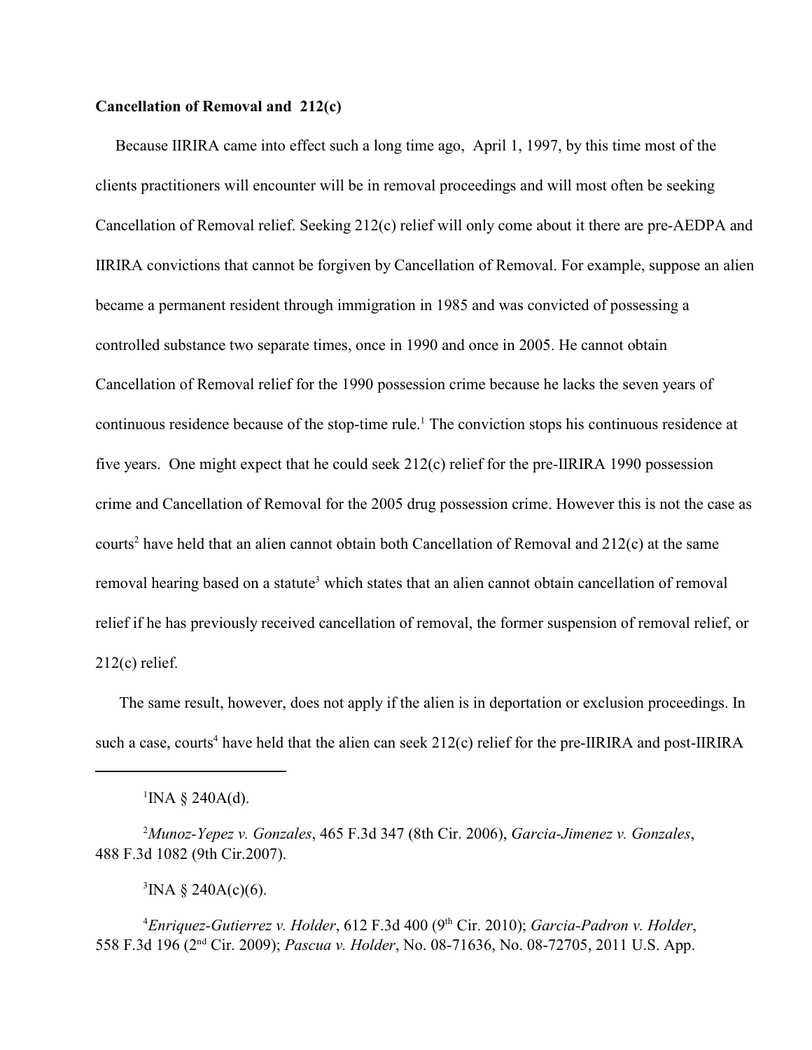**Cancellation of Removal and 212(c)**

Because IIRIRA came into effect such a long time ago, April 1, 1997, by this time most of the clients practitioners will encounter will be in removal proceedings and will most often be seeking Cancellation of Removal relief. Seeking 212(c) relief will only come about it there are pre-AEDPA and IIRIRA convictions that cannot be forgiven by Cancellation of Removal. For example, suppose an alien became a permanent resident through immigration in 1985 and was convicted of possessing a controlled substance two separate times, once in 1990 and once in 2005. He cannot obtain Cancellation of Removal relief for the 1990 possession crime because he lacks the seven years of continuous residence because of the stop-time rule.[1] The conviction stops his continuous residence at five years. One might expect that he could seek 212(c) relief for the pre-IIRIRA 1990 possession crime and Cancellation of Removal for the 2005 drug possession crime. However this is not the case as courts[2] have held that an alien cannot obtain both Cancellation of Removal and 212(c) at the same removal hearing based on a statute[3] which states that an alien cannot obtain cancellation of removal relief if he has previously received cancellation of removal, the former suspension of removal relief, or 212(c) relief.

The same result, however, does not apply if the alien is in deportation or exclusion proceedings. In such a case, courts[4] have held that the alien can seek 212(c) relief for the pre-IIRIRA and post-IIRIRA

---

[1] INA § 240A(d).

[2] *Munoz-Yepez v. Gonzales*, 465 F.3d 347 (8th Cir. 2006), *Garcia-Jimenez v. Gonzales*, 488 F.3d 1082 (9th Cir.2007).

[3] INA § 240A(c)(6).

[4] *Enriquez-Gutierrez v. Holder*, 612 F.3d 400 (9th Cir. 2010); *Garcia-Padron v. Holder*, 558 F.3d 196 (2nd Cir. 2009); *Pascua v. Holder*, No. 08-71636, No. 08-72705, 2011 U.S. App.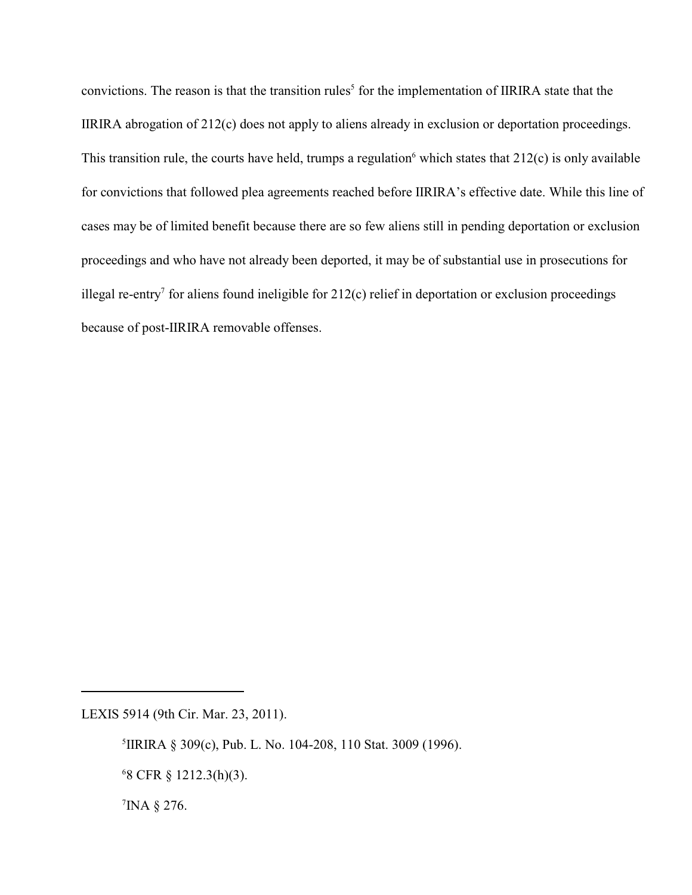convictions. The reason is that the transition rules[5] for the implementation of IIRIRA state that the IIRIRA abrogation of 212(c) does not apply to aliens already in exclusion or deportation proceedings. This transition rule, the courts have held, trumps a regulation[6] which states that 212(c) is only available for convictions that followed plea agreements reached before IIRIRA's effective date. While this line of cases may be of limited benefit because there are so few aliens still in pending deportation or exclusion proceedings and who have not already been deported, it may be of substantial use in prosecutions for illegal re-entry[7] for aliens found ineligible for 212(c) relief in deportation or exclusion proceedings because of post-IIRIRA removable offenses.

---

LEXIS 5914 (9th Cir. Mar. 23, 2011).

[5]IIRIRA § 309(c), Pub. L. No. 104-208, 110 Stat. 3009 (1996).

[6]8 CFR § 1212.3(h)(3).

[7]INA § 276.